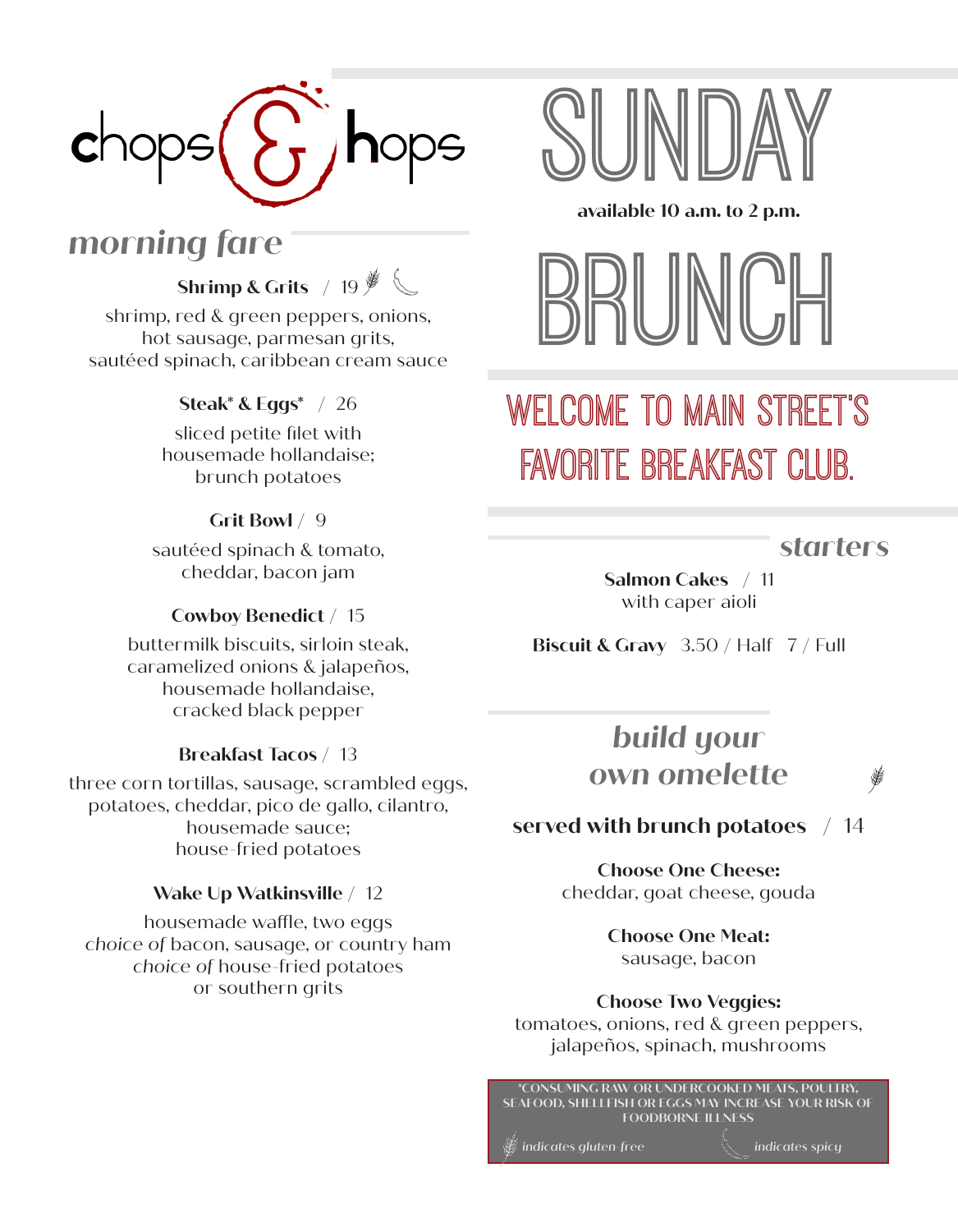# chops & hops

# SUNDAY

**available 10 a.m. to 2 p.m.**

# BRUNCH

## WELCOME TO MAIN STREET'S FAVORITE BREAKFAST CLUB.

## *morning fare*

**Shrimp & Grits** / 19 (gluten-free) (spicy)

shrimp, red & green peppers, onions, hot sausage, parmesan grits, sautéed spinach, caribbean cream sauce

**Steak* & Eggs*** / 26

sliced petite filet with housemade hollandaise; brunch potatoes

**Grit Bowl** / 9

sautéed spinach & tomato, cheddar, bacon jam

**Cowboy Benedict** / 15

buttermilk biscuits, sirloin steak, caramelized onions & jalapeños, housemade hollandaise, cracked black pepper

**Breakfast Tacos** / 13

three corn tortillas, sausage, scrambled eggs, potatoes, cheddar, pico de gallo, cilantro, housemade sauce; house-fried potatoes

**Wake Up Watkinsville** / 12

housemade waffle, two eggs
*choice of* bacon, sausage, or country ham
*choice of* house-fried potatoes or southern grits

## *starters*

**Salmon Cakes** / 11
with caper aioli

**Biscuit & Gravy** 3.50 / Half 7 / Full

## *build your own omelette* (gluten-free)

**served with brunch potatoes** / 14

**Choose One Cheese:**
cheddar, goat cheese, gouda

**Choose One Meat:**
sausage, bacon

**Choose Two Veggies:**
tomatoes, onions, red & green peppers, jalapeños, spinach, mushrooms

*CONSUMING RAW OR UNDERCOOKED MEATS, POULTRY, SEAFOOD, SHELLFISH OR EGGS MAY INCREASE YOUR RISK OF FOODBORNE ILLNESS

*indicates gluten-free* *indicates spicy*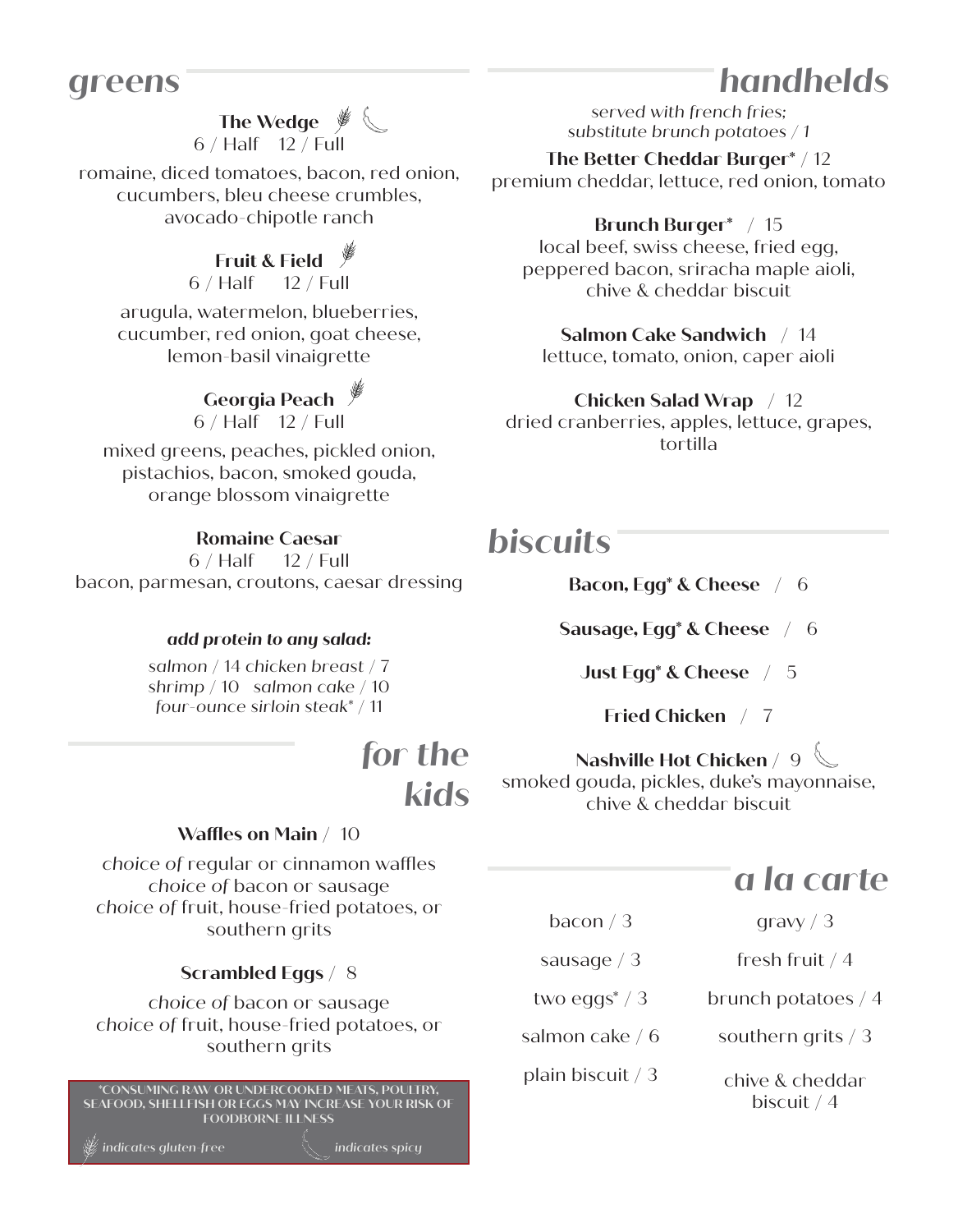## greens

**The Wedge** (gluten-free) (spicy)
6 / Half 12 / Full

romaine, diced tomatoes, bacon, red onion, cucumbers, bleu cheese crumbles, avocado-chipotle ranch

**Fruit & Field** (gluten-free)
6 / Half 12 / Full

arugula, watermelon, blueberries, cucumber, red onion, goat cheese, lemon-basil vinaigrette

**Georgia Peach** (gluten-free)
6 / Half 12 / Full

mixed greens, peaches, pickled onion, pistachios, bacon, smoked gouda, orange blossom vinaigrette

**Romaine Caesar**
6 / Half 12 / Full
bacon, parmesan, croutons, caesar dressing

***add protein to any salad:***

*salmon / 14 chicken breast / 7*
*shrimp / 10 salmon cake / 10*
*four-ounce sirloin steak* / 11*

## for the kids

**Waffles on Main** / 10

*choice of* regular or cinnamon waffles
*choice of* bacon or sausage
*choice of* fruit, house-fried potatoes, or southern grits

**Scrambled Eggs** / 8

*choice of* bacon or sausage
*choice of* fruit, house-fried potatoes, or southern grits

*CONSUMING RAW OR UNDERCOOKED MEATS, POULTRY, SEAFOOD, SHELLFISH OR EGGS MAY INCREASE YOUR RISK OF FOODBORNE ILLNESS

*(gluten-free icon) indicates gluten-free* *(spicy icon) indicates spicy*

## handhelds

*served with french fries; substitute brunch potatoes / 1*

**The Better Cheddar Burger*** / 12
premium cheddar, lettuce, red onion, tomato

**Brunch Burger*** / 15
local beef, swiss cheese, fried egg, peppered bacon, sriracha maple aioli, chive & cheddar biscuit

**Salmon Cake Sandwich** / 14
lettuce, tomato, onion, caper aioli

**Chicken Salad Wrap** / 12
dried cranberries, apples, lettuce, grapes, tortilla

## biscuits

**Bacon, Egg* & Cheese** / 6

**Sausage, Egg* & Cheese** / 6

**Just Egg* & Cheese** / 5

**Fried Chicken** / 7

**Nashville Hot Chicken** / 9 (spicy)
smoked gouda, pickles, duke's mayonnaise, chive & cheddar biscuit

## a la carte

| | |
|---|---|
| bacon / 3 | gravy / 3 |
| sausage / 3 | fresh fruit / 4 |
| two eggs* / 3 | brunch potatoes / 4 |
| salmon cake / 6 | southern grits / 3 |
| plain biscuit / 3 | chive & cheddar biscuit / 4 |